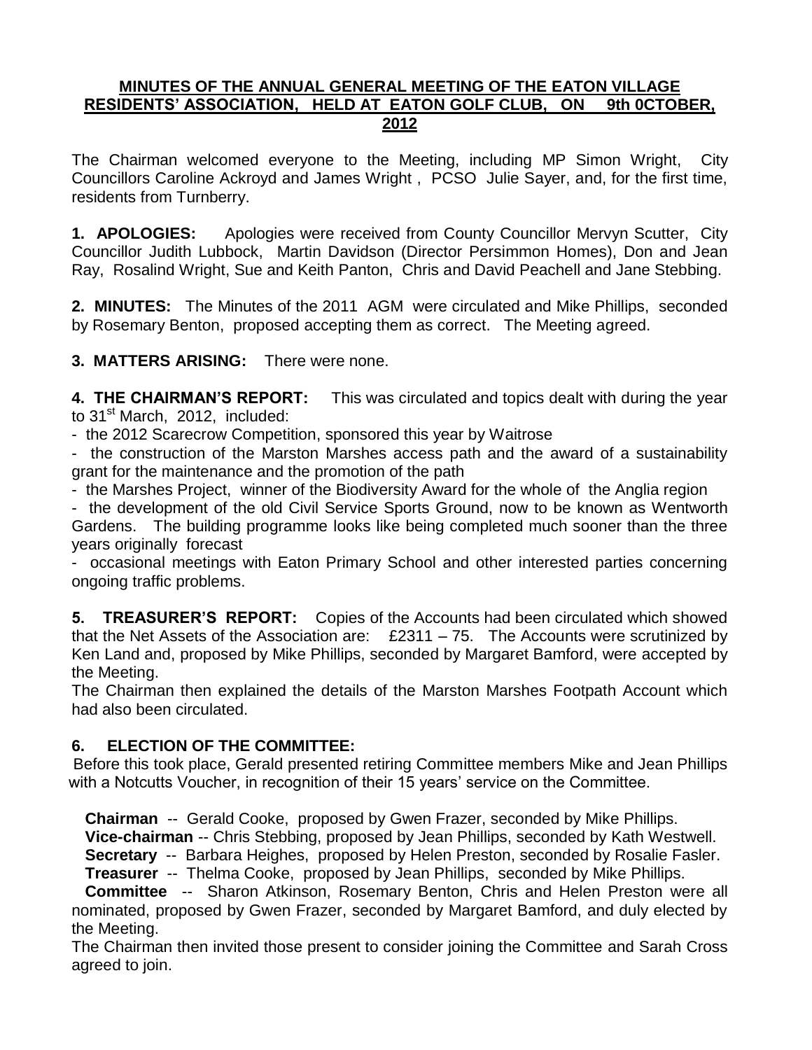# MINUTES OF THE ANNUAL GENERAL MEETING OF THE EATON VILLAGE RESIDENTS' ASSOCIATION, HELD AT EATON GOLF CLUB, ON 9th 0CTOBER, 2012

The Chairman welcomed everyone to the Meeting, including MP Simon Wright, City Councillors Caroline Ackroyd and James Wright , PCSO Julie Sayer, and, for the first time, residents from Turnberry.

**1. APOLOGIES:** Apologies were received from County Councillor Mervyn Scutter, City Councillor Judith Lubbock, Martin Davidson (Director Persimmon Homes), Don and Jean Ray, Rosalind Wright, Sue and Keith Panton, Chris and David Peachell and Jane Stebbing.

**2. MINUTES:** The Minutes of the 2011 AGM were circulated and Mike Phillips, seconded by Rosemary Benton, proposed accepting them as correct. The Meeting agreed.

**3. MATTERS ARISING:** There were none.

**4. THE CHAIRMAN'S REPORT:** This was circulated and topics dealt with during the year to 31st March, 2012, included:

- the 2012 Scarecrow Competition, sponsored this year by Waitrose
- the construction of the Marston Marshes access path and the award of a sustainability grant for the maintenance and the promotion of the path
- the Marshes Project, winner of the Biodiversity Award for the whole of the Anglia region
- the development of the old Civil Service Sports Ground, now to be known as Wentworth Gardens. The building programme looks like being completed much sooner than the three years originally forecast
- occasional meetings with Eaton Primary School and other interested parties concerning ongoing traffic problems.

**5. TREASURER'S REPORT:** Copies of the Accounts had been circulated which showed that the Net Assets of the Association are: £2311 – 75. The Accounts were scrutinized by Ken Land and, proposed by Mike Phillips, seconded by Margaret Bamford, were accepted by the Meeting.

The Chairman then explained the details of the Marston Marshes Footpath Account which had also been circulated.

**6. ELECTION OF THE COMMITTEE:**

Before this took place, Gerald presented retiring Committee members Mike and Jean Phillips with a Notcutts Voucher, in recognition of their 15 years' service on the Committee.

**Chairman** -- Gerald Cooke, proposed by Gwen Frazer, seconded by Mike Phillips.
**Vice-chairman** -- Chris Stebbing, proposed by Jean Phillips, seconded by Kath Westwell.
**Secretary** -- Barbara Heighes, proposed by Helen Preston, seconded by Rosalie Fasler.
**Treasurer** -- Thelma Cooke, proposed by Jean Phillips, seconded by Mike Phillips.
**Committee** -- Sharon Atkinson, Rosemary Benton, Chris and Helen Preston were all nominated, proposed by Gwen Frazer, seconded by Margaret Bamford, and duly elected by the Meeting.

The Chairman then invited those present to consider joining the Committee and Sarah Cross agreed to join.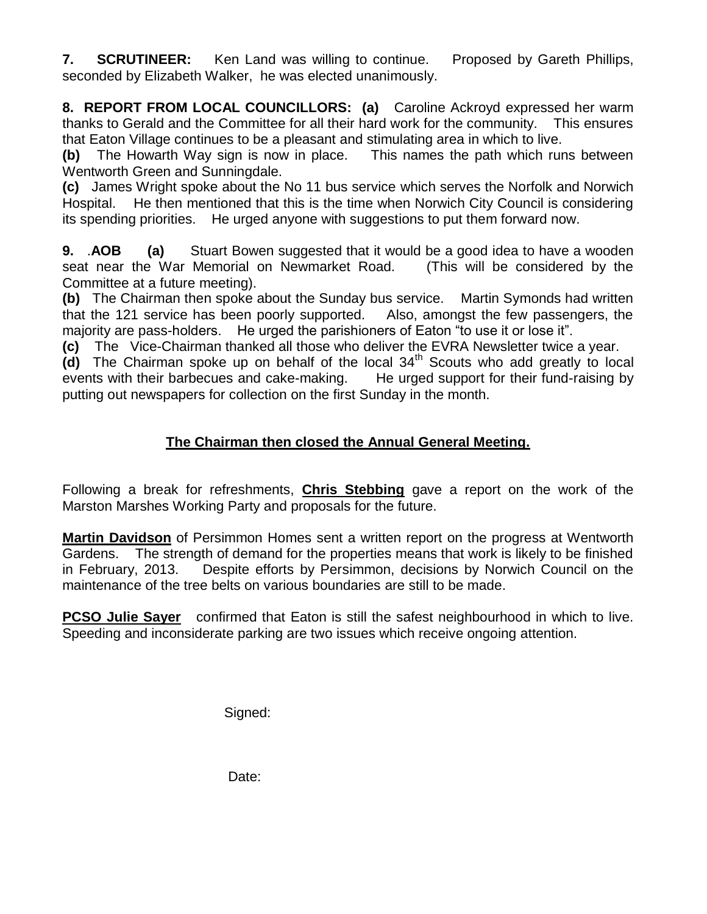**7. SCRUTINEER:** Ken Land was willing to continue. Proposed by Gareth Phillips, seconded by Elizabeth Walker, he was elected unanimously.

**8. REPORT FROM LOCAL COUNCILLORS: (a)** Caroline Ackroyd expressed her warm thanks to Gerald and the Committee for all their hard work for the community. This ensures that Eaton Village continues to be a pleasant and stimulating area in which to live.

**(b)** The Howarth Way sign is now in place. This names the path which runs between Wentworth Green and Sunningdale.

**(c)** James Wright spoke about the No 11 bus service which serves the Norfolk and Norwich Hospital. He then mentioned that this is the time when Norwich City Council is considering its spending priorities. He urged anyone with suggestions to put them forward now.

**9.** .**AOB (a)** Stuart Bowen suggested that it would be a good idea to have a wooden seat near the War Memorial on Newmarket Road. (This will be considered by the Committee at a future meeting).

**(b)** The Chairman then spoke about the Sunday bus service. Martin Symonds had written that the 121 service has been poorly supported. Also, amongst the few passengers, the majority are pass-holders. He urged the parishioners of Eaton "to use it or lose it".

**(c)** The Vice-Chairman thanked all those who deliver the EVRA Newsletter twice a year.

**(d)** The Chairman spoke up on behalf of the local 34th Scouts who add greatly to local events with their barbecues and cake-making. He urged support for their fund-raising by putting out newspapers for collection on the first Sunday in the month.

**The Chairman then closed the Annual General Meeting.**

Following a break for refreshments, **Chris Stebbing** gave a report on the work of the Marston Marshes Working Party and proposals for the future.

**Martin Davidson** of Persimmon Homes sent a written report on the progress at Wentworth Gardens. The strength of demand for the properties means that work is likely to be finished in February, 2013. Despite efforts by Persimmon, decisions by Norwich Council on the maintenance of the tree belts on various boundaries are still to be made.

**PCSO Julie Sayer** confirmed that Eaton is still the safest neighbourhood in which to live. Speeding and inconsiderate parking are two issues which receive ongoing attention.

Signed:

Date: